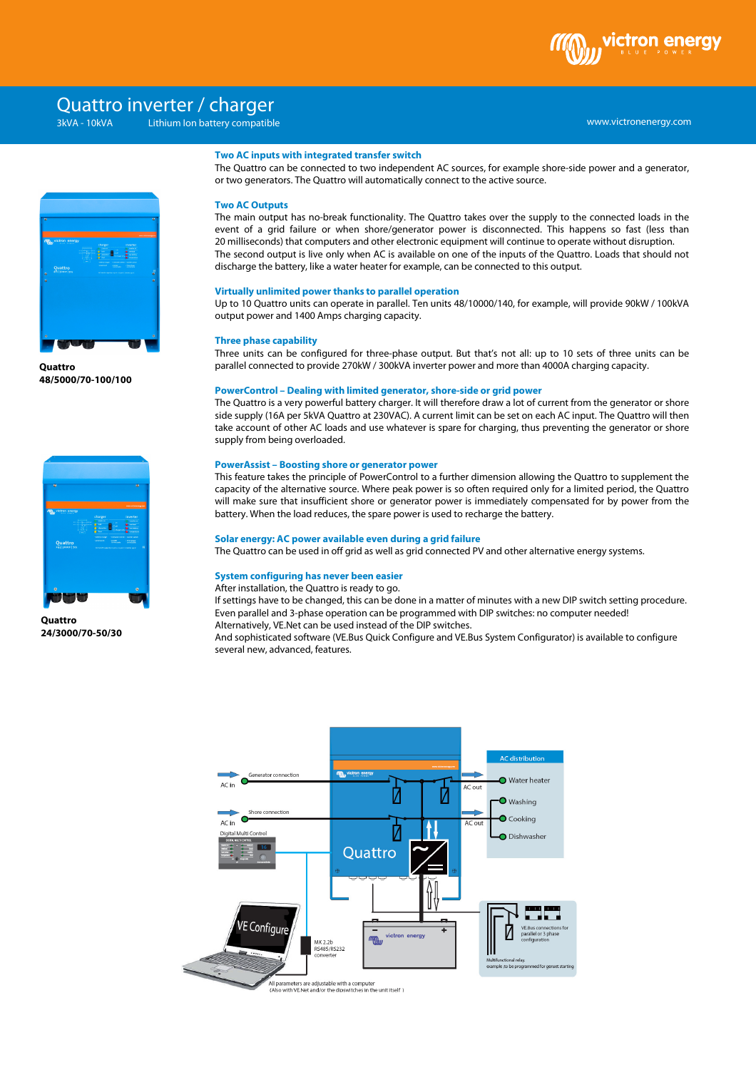# Quattro inverter / charger

3kVA - 10kVA Lithium Ion battery compatible

www.victronenergy.com

Quattro
48/5000/70-100/100

Quattro
24/3000/70-50/30

### Two AC inputs with integrated transfer switch

The Quattro can be connected to two independent AC sources, for example shore-side power and a generator, or two generators. The Quattro will automatically connect to the active source.

### Two AC Outputs

The main output has no-break functionality. The Quattro takes over the supply to the connected loads in the event of a grid failure or when shore/generator power is disconnected. This happens so fast (less than 20 milliseconds) that computers and other electronic equipment will continue to operate without disruption.
The second output is live only when AC is available on one of the inputs of the Quattro. Loads that should not discharge the battery, like a water heater for example, can be connected to this output.

### Virtually unlimited power thanks to parallel operation

Up to 10 Quattro units can operate in parallel. Ten units 48/10000/140, for example, will provide 90kW / 100kVA output power and 1400 Amps charging capacity.

### Three phase capability

Three units can be configured for three-phase output. But that's not all: up to 10 sets of three units can be parallel connected to provide 270kW / 300kVA inverter power and more than 4000A charging capacity.

### PowerControl – Dealing with limited generator, shore-side or grid power

The Quattro is a very powerful battery charger. It will therefore draw a lot of current from the generator or shore side supply (16A per 5kVA Quattro at 230VAC). A current limit can be set on each AC input. The Quattro will then take account of other AC loads and use whatever is spare for charging, thus preventing the generator or shore supply from being overloaded.

### PowerAssist – Boosting shore or generator power

This feature takes the principle of PowerControl to a further dimension allowing the Quattro to supplement the capacity of the alternative source. Where peak power is so often required only for a limited period, the Quattro will make sure that insufficient shore or generator power is immediately compensated for by power from the battery. When the load reduces, the spare power is used to recharge the battery.

### Solar energy: AC power available even during a grid failure

The Quattro can be used in off grid as well as grid connected PV and other alternative energy systems.

### System configuring has never been easier

After installation, the Quattro is ready to go.
If settings have to be changed, this can be done in a matter of minutes with a new DIP switch setting procedure.
Even parallel and 3-phase operation can be programmed with DIP switches: no computer needed!
Alternatively, VE.Net can be used instead of the DIP switches.
And sophisticated software (VE.Bus Quick Configure and VE.Bus System Configurator) is available to configure several new, advanced, features.

AC in — Generator connection
AC in — Shore connection
Digital Multi Control
Quattro
AC out
AC out
AC distribution: Water heater, Washing, Cooking, Dishwasher
VE Configure
MK2.2b RS485/RS232 converter
VE.Bus connections for parallel or 3 phase configuration
Multifunctional relay, example: to be programmed for genset starting

All parameters are adjustable with a computer
(Also with VE.Net and/or the dipswitches in the unit itself)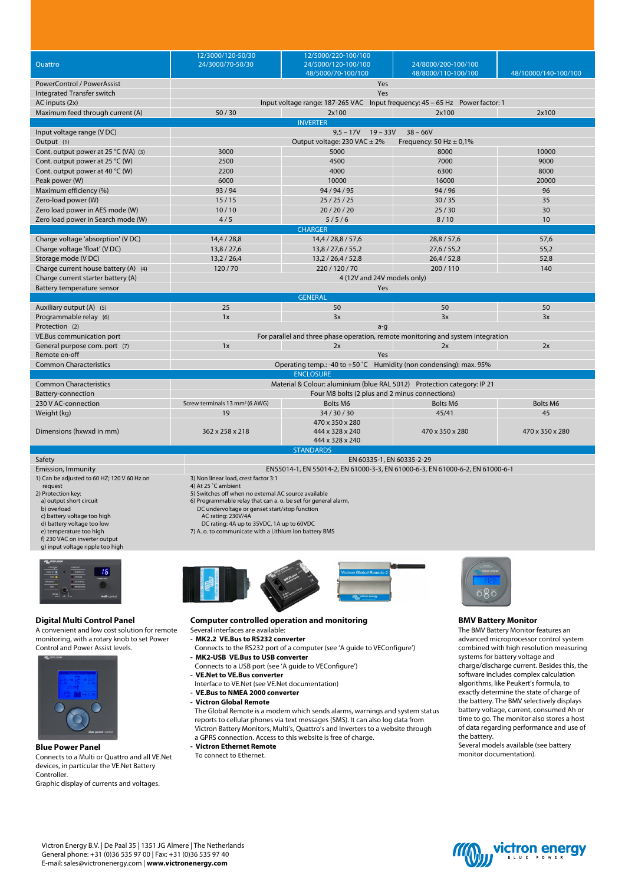| Quattro | 12/3000/120-50/30 24/3000/70-50/30 | 12/5000/220-100/100 24/5000/120-100/100 48/5000/70-100/100 | 24/8000/200-100/100 48/8000/110-100/100 | 48/10000/140-100/100 |
|---|---|---|---|---|
| PowerControl / PowerAssist | Yes | | | |
| Integrated Transfer switch | Yes | | | |
| AC inputs (2x) | Input voltage range: 187-265 VAC Input frequency: 45 – 65 Hz Power factor: 1 | | | |
| Maximum feed through current (A) | 50 / 30 | 2x100 | 2x100 | 2x100 |
| **INVERTER** | | | | |
| Input voltage range (V DC) | 9,5 – 17V 19 – 33V 38 – 66V | | | |
| Output (1) | Output voltage: 230 VAC ± 2% Frequency: 50 Hz ± 0,1% | | | |
| Cont. output power at 25 °C (VA) (3) | 3000 | 5000 | 8000 | 10000 |
| Cont. output power at 25 °C (W) | 2500 | 4500 | 7000 | 9000 |
| Cont. output power at 40 °C (W) | 2200 | 4000 | 6300 | 8000 |
| Peak power (W) | 6000 | 10000 | 16000 | 20000 |
| Maximum efficiency (%) | 93 / 94 | 94 / 94 / 95 | 94 / 96 | 96 |
| Zero-load power (W) | 15 / 15 | 25 / 25 / 25 | 30 / 35 | 35 |
| Zero load power in AES mode (W) | 10 / 10 | 20 / 20 / 20 | 25 / 30 | 30 |
| Zero load power in Search mode (W) | 4 / 5 | 5 / 5 / 6 | 8 / 10 | 10 |
| **CHARGER** | | | | |
| Charge voltage 'absorption' (V DC) | 14,4 / 28,8 | 14,4 / 28,8 / 57,6 | 28,8 / 57,6 | 57,6 |
| Charge voltage 'float' (V DC) | 13,8 / 27,6 | 13,8 / 27,6 / 55,2 | 27,6 / 55,2 | 55,2 |
| Storage mode (V DC) | 13,2 / 26,4 | 13,2 / 26,4 / 52,8 | 26,4 / 52,8 | 52,8 |
| Charge current house battery (A) (4) | 120 / 70 | 220 / 120 / 70 | 200 / 110 | 140 |
| Charge current starter battery (A) | 4 (12V and 24V models only) | | | |
| Battery temperature sensor | Yes | | | |
| **GENERAL** | | | | |
| Auxiliary output (A) (5) | 25 | 50 | 50 | 50 |
| Programmable relay (6) | 1x | 3x | 3x | 3x |
| Protection (2) | a-g | | | |
| VE.Bus communication port | For parallel and three phase operation, remote monitoring and system integration | | | |
| General purpose com. port (7) | 1x | 2x | 2x | 2x |
| Remote on-off | Yes | | | |
| Common Characteristics | Operating temp.: -40 to +50 °C Humidity (non condensing): max. 95% | | | |
| **ENCLOSURE** | | | | |
| Common Characteristics | Material & Colour: aluminium (blue RAL 5012) Protection category: IP 21 | | | |
| Battery-connection | Four M8 bolts (2 plus and 2 minus connections) | | | |
| 230 V AC-connection | Screw terminals 13 mm² (6 AWG) | Bolts M6 | Bolts M6 | Bolts M6 |
| Weight (kg) | 19 | 34 / 30 / 30 | 45/41 | 45 |
| Dimensions (hxwxd in mm) | 362 x 258 x 218 | 470 x 350 x 280 444 x 328 x 240 444 x 328 x 240 | 470 x 350 x 280 | 470 x 350 x 280 |
| **STANDARDS** | | | | |
| Safety | EN 60335-1, EN 60335-2-29 | | | |
| Emission, Immunity | EN55014-1, EN 55014-2, EN 61000-3-3, EN 61000-6-3, EN 61000-6-2, EN 61000-6-1 | | | |

1) Can be adjusted to 60 HZ; 120 V 60 Hz on request
2) Protection key:
 a) output short circuit
 b) overload
 c) battery voltage too high
 d) battery voltage too low
 e) temperature too high
 f) 230 VAC on inverter output
 g) input voltage ripple too high
3) Non linear load, crest factor 3:1
4) At 25 °C ambient
5) Switches off when no external AC source available
6) Programmable relay that can a. o. be set for general alarm, DC undervoltage or genset start/stop function
 AC rating: 230V/4A
 DC rating: 4A up to 35VDC, 1A up to 60VDC
7) A. o. to communicate with a Lithium Ion battery BMS

### Digital Multi Control Panel

A convenient and low cost solution for remote monitoring, with a rotary knob to set Power Control and Power Assist levels.

### Blue Power Panel

Connects to a Multi or Quattro and all VE.Net devices, in particular the VE.Net Battery Controller.
Graphic display of currents and voltages.

### Computer controlled operation and monitoring

Several interfaces are available:

- **MK2.2 VE.Bus to RS232 converter**
 Connects to the RS232 port of a computer (see 'A guide to VEConfigure')
- **MK2-USB VE.Bus to USB converter**
 Connects to a USB port (see 'A guide to VEConfigure')
- **VE.Net to VE.Bus converter**
 Interface to VE.Net (see VE.Net documentation)
- **VE.Bus to NMEA 2000 converter**
- **Victron Global Remote**
 The Global Remote is a modem which sends alarms, warnings and system status reports to cellular phones via text messages (SMS). It can also log data from Victron Battery Monitors, Multi's, Quattro's and Inverters to a website through a GPRS connection. Access to this website is free of charge.
- **Victron Ethernet Remote**
 To connect to Ethernet.

### BMV Battery Monitor

The BMV Battery Monitor features an advanced microprocessor control system combined with high resolution measuring systems for battery voltage and charge/discharge current. Besides this, the software includes complex calculation algorithms, like Peukert's formula, to exactly determine the state of charge of the battery. The BMV selectively displays battery voltage, current, consumed Ah or time to go. The monitor also stores a host of data regarding performance and use of the battery.
Several models available (see battery monitor documentation).

Victron Energy B.V. | De Paal 35 | 1351 JG Almere | The Netherlands
General phone: +31 (0)36 535 97 00 | Fax: +31 (0)36 535 97 40
E-mail: sales@victronenergy.com | **www.victronenergy.com**